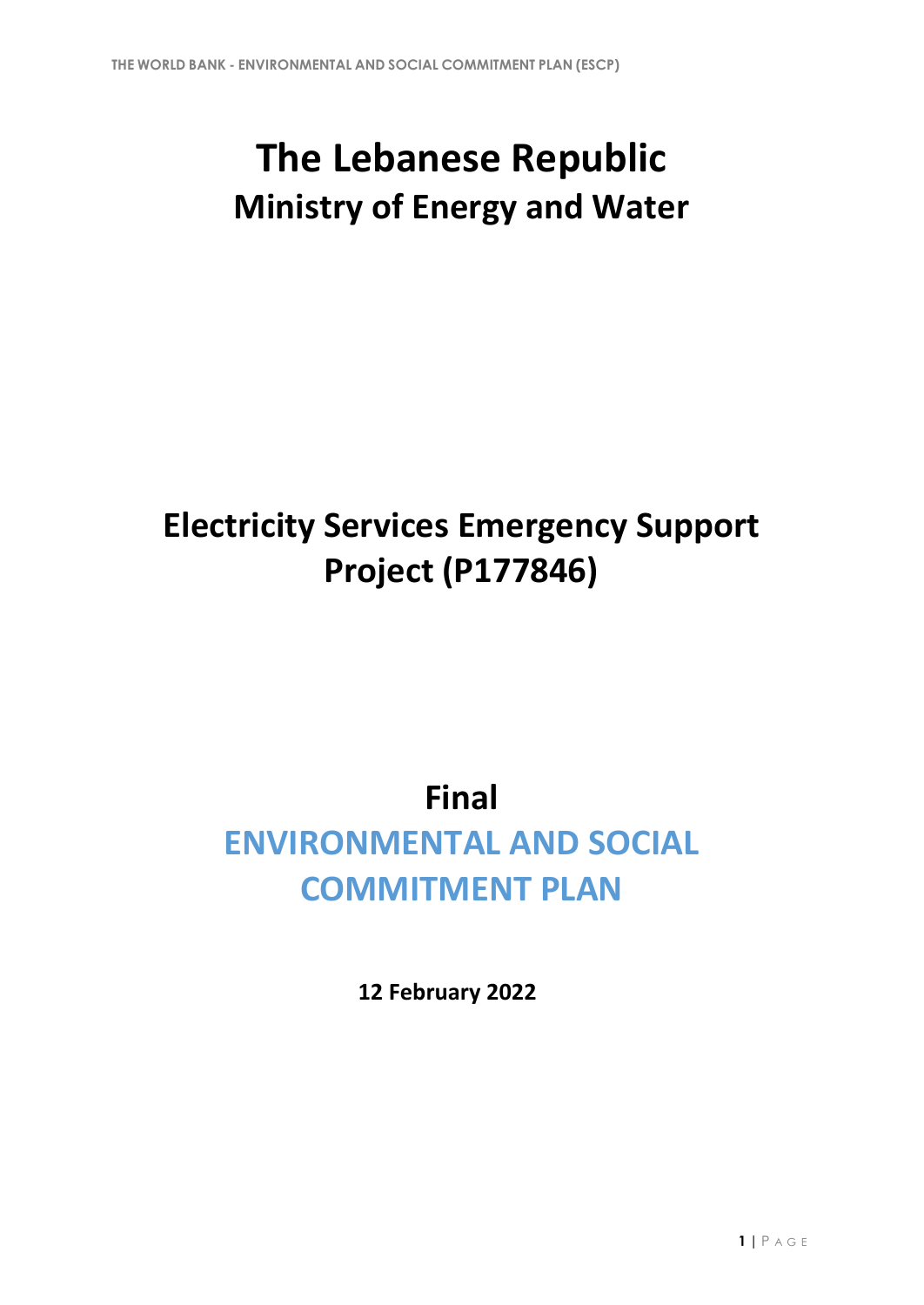# The Lebanese Republic
## Ministry of Energy and Water

# Electricity Services Emergency Support Project (P177846)

# Final
# ENVIRONMENTAL AND SOCIAL COMMITMENT PLAN

**12 February 2022**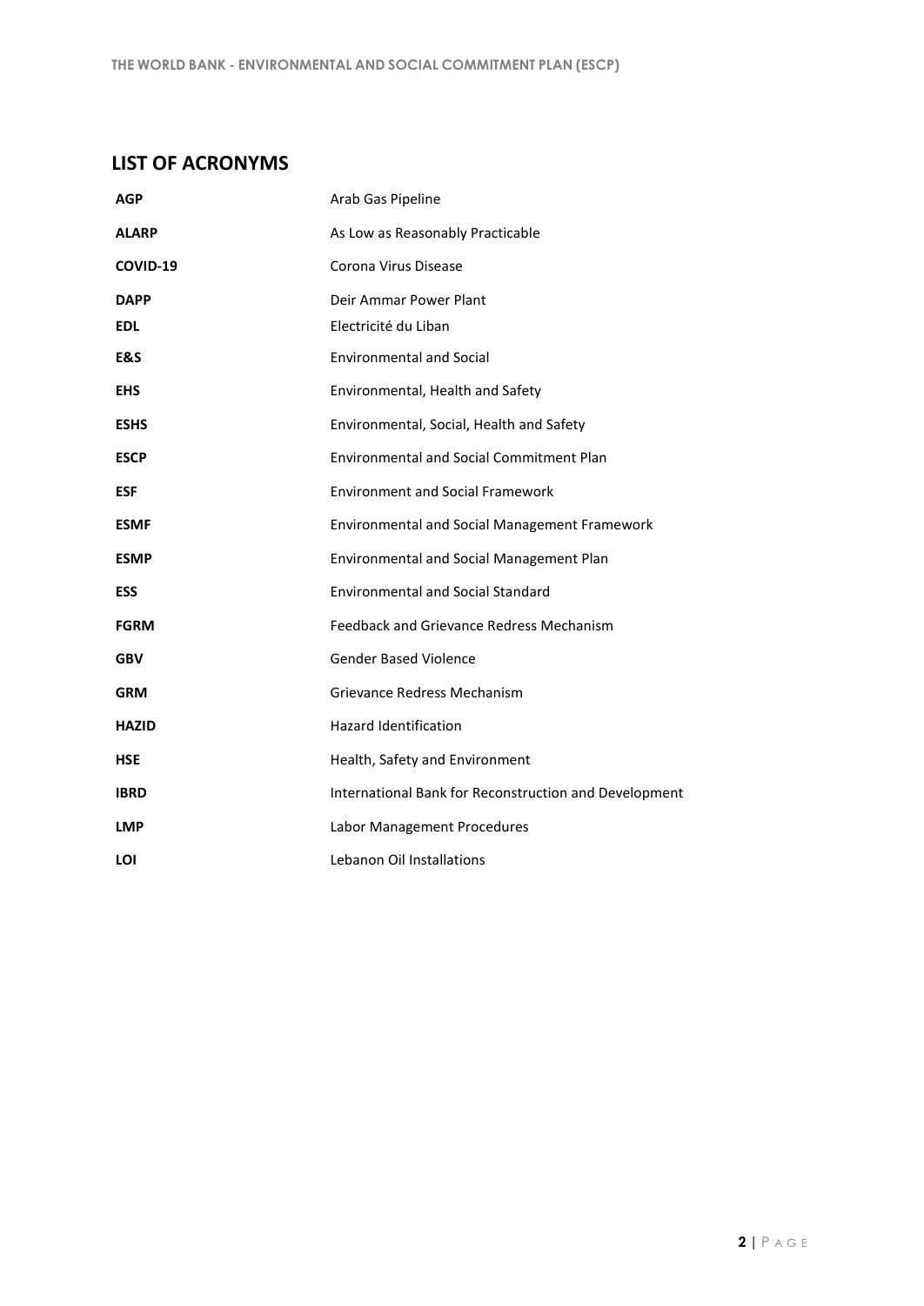## LIST OF ACRONYMS

| | |
|---|---|
| **AGP** | Arab Gas Pipeline |
| **ALARP** | As Low as Reasonably Practicable |
| **COVID-19** | Corona Virus Disease |
| **DAPP** | Deir Ammar Power Plant |
| **EDL** | Electricité du Liban |
| **E&S** | Environmental and Social |
| **EHS** | Environmental, Health and Safety |
| **ESHS** | Environmental, Social, Health and Safety |
| **ESCP** | Environmental and Social Commitment Plan |
| **ESF** | Environment and Social Framework |
| **ESMF** | Environmental and Social Management Framework |
| **ESMP** | Environmental and Social Management Plan |
| **ESS** | Environmental and Social Standard |
| **FGRM** | Feedback and Grievance Redress Mechanism |
| **GBV** | Gender Based Violence |
| **GRM** | Grievance Redress Mechanism |
| **HAZID** | Hazard Identification |
| **HSE** | Health, Safety and Environment |
| **IBRD** | International Bank for Reconstruction and Development |
| **LMP** | Labor Management Procedures |
| **LOI** | Lebanon Oil Installations |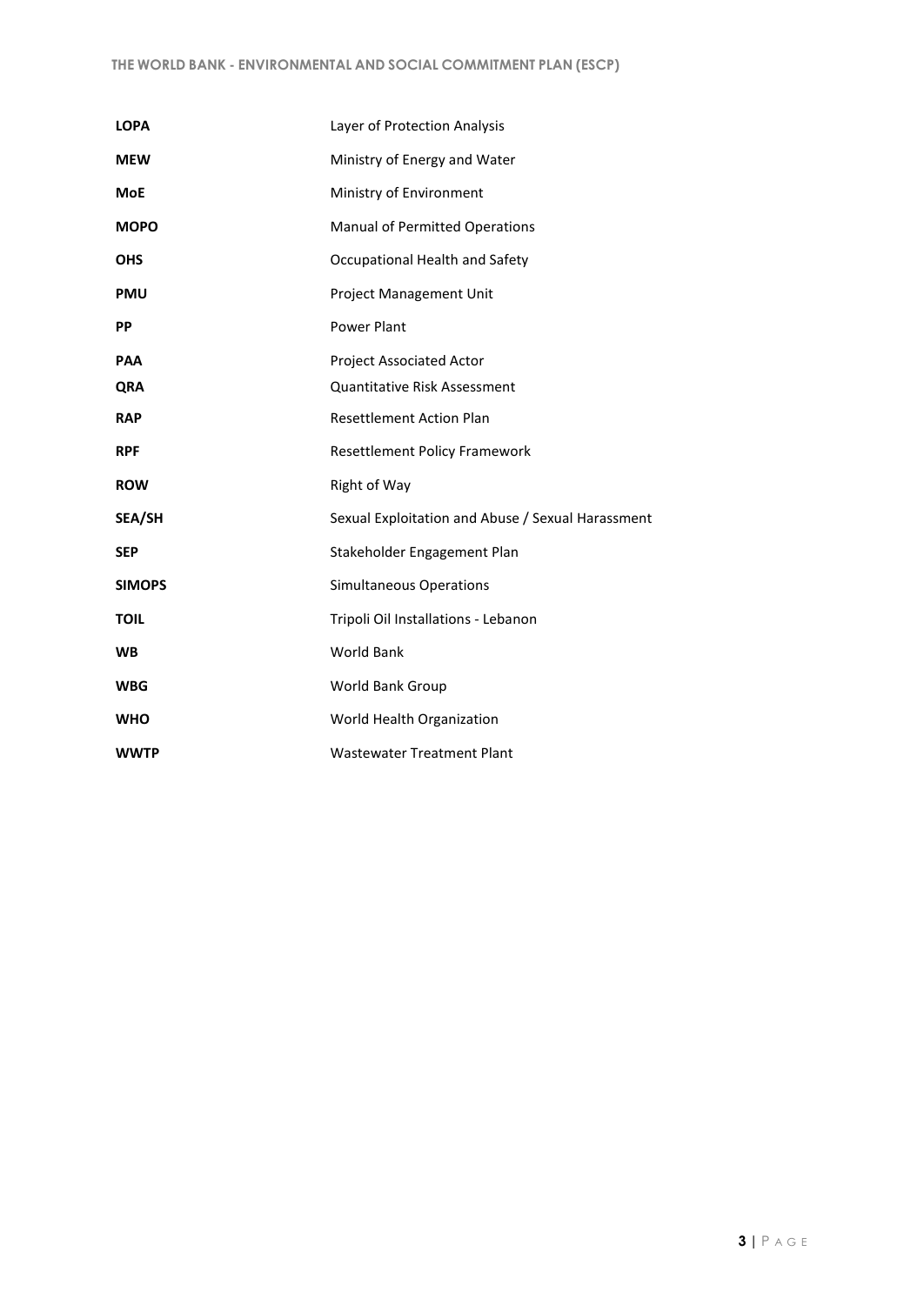| | |
|---|---|
| **LOPA** | Layer of Protection Analysis |
| **MEW** | Ministry of Energy and Water |
| **MoE** | Ministry of Environment |
| **MOPO** | Manual of Permitted Operations |
| **OHS** | Occupational Health and Safety |
| **PMU** | Project Management Unit |
| **PP** | Power Plant |
| **PAA** | Project Associated Actor |
| **QRA** | Quantitative Risk Assessment |
| **RAP** | Resettlement Action Plan |
| **RPF** | Resettlement Policy Framework |
| **ROW** | Right of Way |
| **SEA/SH** | Sexual Exploitation and Abuse / Sexual Harassment |
| **SEP** | Stakeholder Engagement Plan |
| **SIMOPS** | Simultaneous Operations |
| **TOIL** | Tripoli Oil Installations - Lebanon |
| **WB** | World Bank |
| **WBG** | World Bank Group |
| **WHO** | World Health Organization |
| **WWTP** | Wastewater Treatment Plant |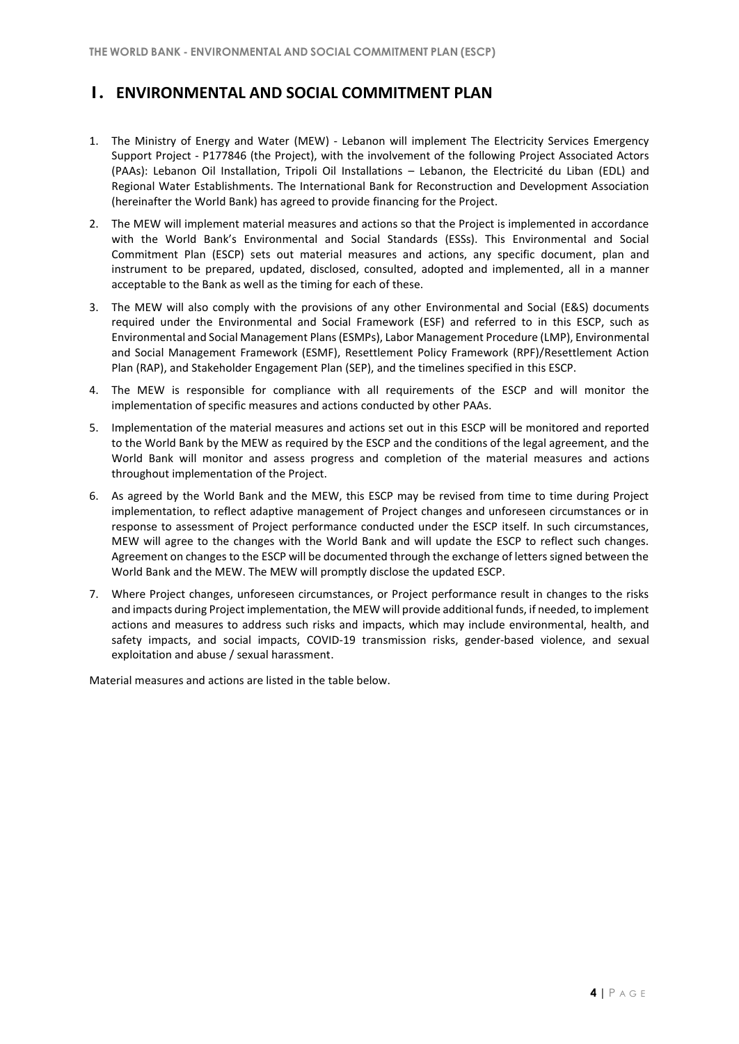# I. ENVIRONMENTAL AND SOCIAL COMMITMENT PLAN

1. The Ministry of Energy and Water (MEW) - Lebanon will implement The Electricity Services Emergency Support Project - P177846 (the Project), with the involvement of the following Project Associated Actors (PAAs): Lebanon Oil Installation, Tripoli Oil Installations – Lebanon, the Electricité du Liban (EDL) and Regional Water Establishments. The International Bank for Reconstruction and Development Association (hereinafter the World Bank) has agreed to provide financing for the Project.
2. The MEW will implement material measures and actions so that the Project is implemented in accordance with the World Bank's Environmental and Social Standards (ESSs). This Environmental and Social Commitment Plan (ESCP) sets out material measures and actions, any specific document, plan and instrument to be prepared, updated, disclosed, consulted, adopted and implemented, all in a manner acceptable to the Bank as well as the timing for each of these.
3. The MEW will also comply with the provisions of any other Environmental and Social (E&S) documents required under the Environmental and Social Framework (ESF) and referred to in this ESCP, such as Environmental and Social Management Plans (ESMPs), Labor Management Procedure (LMP), Environmental and Social Management Framework (ESMF), Resettlement Policy Framework (RPF)/Resettlement Action Plan (RAP), and Stakeholder Engagement Plan (SEP), and the timelines specified in this ESCP.
4. The MEW is responsible for compliance with all requirements of the ESCP and will monitor the implementation of specific measures and actions conducted by other PAAs.
5. Implementation of the material measures and actions set out in this ESCP will be monitored and reported to the World Bank by the MEW as required by the ESCP and the conditions of the legal agreement, and the World Bank will monitor and assess progress and completion of the material measures and actions throughout implementation of the Project.
6. As agreed by the World Bank and the MEW, this ESCP may be revised from time to time during Project implementation, to reflect adaptive management of Project changes and unforeseen circumstances or in response to assessment of Project performance conducted under the ESCP itself. In such circumstances, MEW will agree to the changes with the World Bank and will update the ESCP to reflect such changes. Agreement on changes to the ESCP will be documented through the exchange of letters signed between the World Bank and the MEW. The MEW will promptly disclose the updated ESCP.
7. Where Project changes, unforeseen circumstances, or Project performance result in changes to the risks and impacts during Project implementation, the MEW will provide additional funds, if needed, to implement actions and measures to address such risks and impacts, which may include environmental, health, and safety impacts, and social impacts, COVID-19 transmission risks, gender-based violence, and sexual exploitation and abuse / sexual harassment.

Material measures and actions are listed in the table below.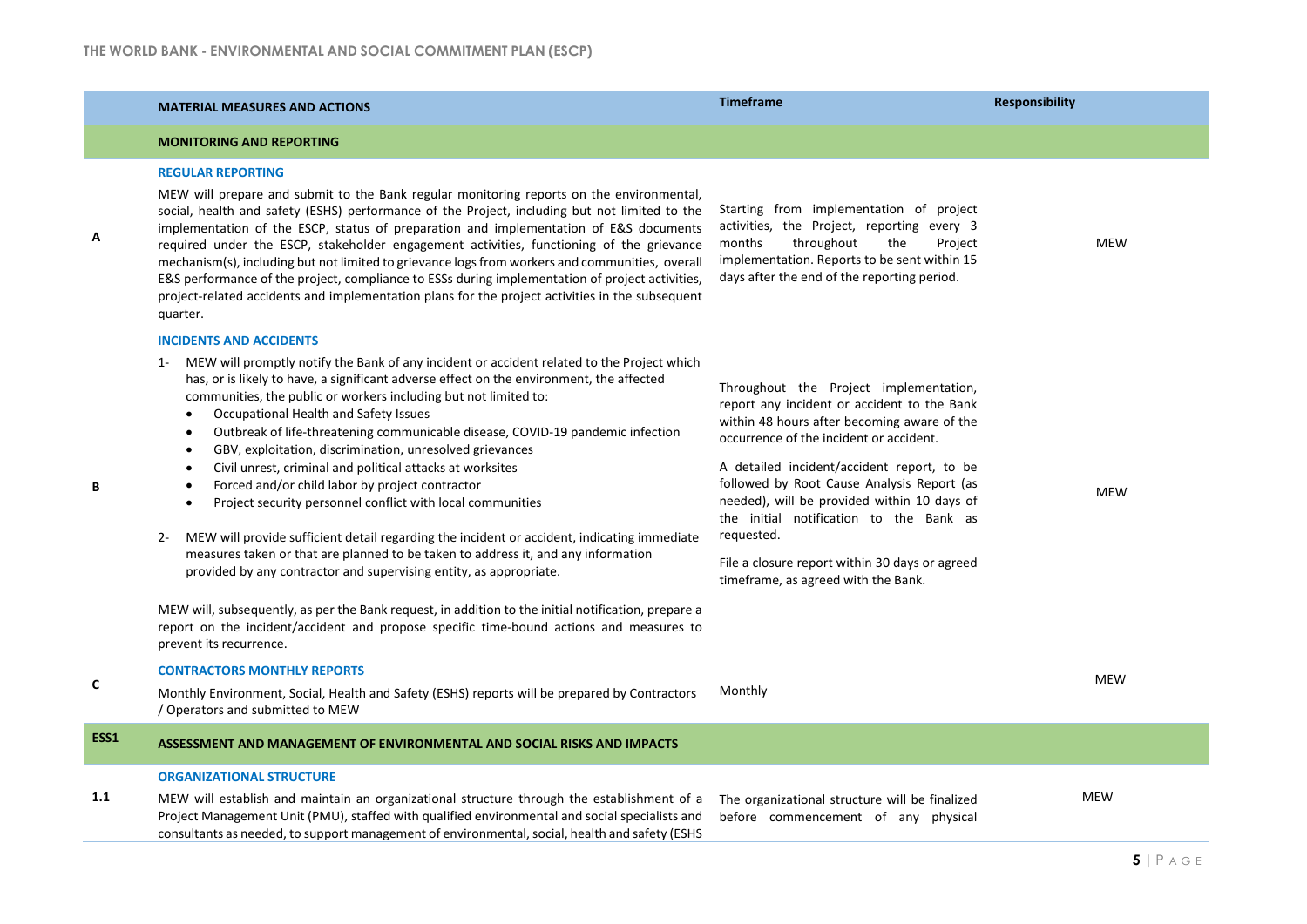| | MATERIAL MEASURES AND ACTIONS | Timeframe | Responsibility |
|---|---|---|---|
| | **MONITORING AND REPORTING** | | |
| A | **REGULAR REPORTING**<br>MEW will prepare and submit to the Bank regular monitoring reports on the environmental, social, health and safety (ESHS) performance of the Project, including but not limited to the implementation of the ESCP, status of preparation and implementation of E&S documents required under the ESCP, stakeholder engagement activities, functioning of the grievance mechanism(s), including but not limited to grievance logs from workers and communities, overall E&S performance of the project, compliance to ESSs during implementation of project activities, project-related accidents and implementation plans for the project activities in the subsequent quarter. | Starting from implementation of project activities, the Project, reporting every 3 months throughout the Project implementation. Reports to be sent within 15 days after the end of the reporting period. | MEW |
| B | **INCIDENTS AND ACCIDENTS**<br>1- MEW will promptly notify the Bank of any incident or accident related to the Project which has, or is likely to have, a significant adverse effect on the environment, the affected communities, the public or workers including but not limited to:<br>• Occupational Health and Safety Issues<br>• Outbreak of life-threatening communicable disease, COVID-19 pandemic infection<br>• GBV, exploitation, discrimination, unresolved grievances<br>• Civil unrest, criminal and political attacks at worksites<br>• Forced and/or child labor by project contractor<br>• Project security personnel conflict with local communities<br>2- MEW will provide sufficient detail regarding the incident or accident, indicating immediate measures taken or that are planned to be taken to address it, and any information provided by any contractor and supervising entity, as appropriate.<br>MEW will, subsequently, as per the Bank request, in addition to the initial notification, prepare a report on the incident/accident and propose specific time-bound actions and measures to prevent its recurrence. | Throughout the Project implementation, report any incident or accident to the Bank within 48 hours after becoming aware of the occurrence of the incident or accident.<br>A detailed incident/accident report, to be followed by Root Cause Analysis Report (as needed), will be provided within 10 days of the initial notification to the Bank as requested.<br>File a closure report within 30 days or agreed timeframe, as agreed with the Bank. | MEW |
| C | **CONTRACTORS MONTHLY REPORTS**<br>Monthly Environment, Social, Health and Safety (ESHS) reports will be prepared by Contractors / Operators and submitted to MEW | Monthly | MEW |
| **ESS1** | **ASSESSMENT AND MANAGEMENT OF ENVIRONMENTAL AND SOCIAL RISKS AND IMPACTS** | | |
| 1.1 | **ORGANIZATIONAL STRUCTURE**<br>MEW will establish and maintain an organizational structure through the establishment of a Project Management Unit (PMU), staffed with qualified environmental and social specialists and consultants as needed, to support management of environmental, social, health and safety (ESHS | The organizational structure will be finalized before commencement of any physical | MEW |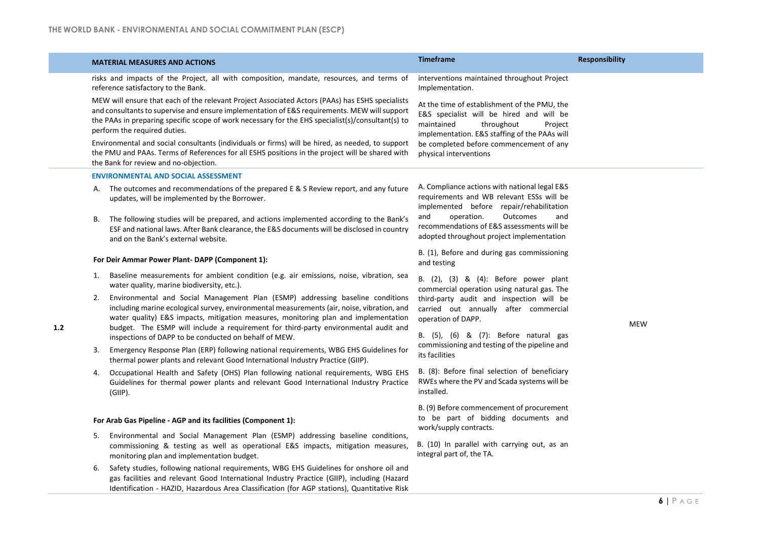| | MATERIAL MEASURES AND ACTIONS | Timeframe | Responsibility |
|---|---|---|---|
| | risks and impacts of the Project, all with composition, mandate, resources, and terms of reference satisfactory to the Bank.<br><br>MEW will ensure that each of the relevant Project Associated Actors (PAAs) has ESHS specialists and consultants to supervise and ensure implementation of E&S requirements. MEW will support the PAAs in preparing specific scope of work necessary for the EHS specialist(s)/consultant(s) to perform the required duties.<br><br>Environmental and social consultants (individuals or firms) will be hired, as needed, to support the PMU and PAAs. Terms of References for all ESHS positions in the project will be shared with the Bank for review and no-objection. | interventions maintained throughout Project Implementation.<br><br>At the time of establishment of the PMU, the E&S specialist will be hired and will be maintained throughout Project implementation. E&S staffing of the PAAs will be completed before commencement of any physical interventions | |
| 1.2 | **ENVIRONMENTAL AND SOCIAL ASSESSMENT**<br><br>A. The outcomes and recommendations of the prepared E & S Review report, and any future updates, will be implemented by the Borrower.<br><br>B. The following studies will be prepared, and actions implemented according to the Bank's ESF and national laws. After Bank clearance, the E&S documents will be disclosed in country and on the Bank's external website.<br><br>**For Deir Ammar Power Plant- DAPP (Component 1):**<br><br>1. Baseline measurements for ambient condition (e.g. air emissions, noise, vibration, sea water quality, marine biodiversity, etc.).<br>2. Environmental and Social Management Plan (ESMP) addressing baseline conditions including marine ecological survey, environmental measurements (air, noise, vibration, and water quality) E&S impacts, mitigation measures, monitoring plan and implementation budget. The ESMP will include a requirement for third-party environmental audit and inspections of DAPP to be conducted on behalf of MEW.<br>3. Emergency Response Plan (ERP) following national requirements, WBG EHS Guidelines for thermal power plants and relevant Good International Industry Practice (GIIP).<br>4. Occupational Health and Safety (OHS) Plan following national requirements, WBG EHS Guidelines for thermal power plants and relevant Good International Industry Practice (GIIP).<br><br>**For Arab Gas Pipeline - AGP and its facilities (Component 1):**<br><br>5. Environmental and Social Management Plan (ESMP) addressing baseline conditions, commissioning & testing as well as operational E&S impacts, mitigation measures, monitoring plan and implementation budget.<br>6. Safety studies, following national requirements, WBG EHS Guidelines for onshore oil and gas facilities and relevant Good International Industry Practice (GIIP), including (Hazard Identification - HAZID, Hazardous Area Classification (for AGP stations), Quantitative Risk | A. Compliance actions with national legal E&S requirements and WB relevant ESSs will be implemented before repair/rehabilitation and operation. Outcomes and recommendations of E&S assessments will be adopted throughout project implementation<br><br>B. (1), Before and during gas commissioning and testing<br><br>B. (2), (3) & (4): Before power plant commercial operation using natural gas. The third-party audit and inspection will be carried out annually after commercial operation of DAPP.<br><br>B. (5), (6) & (7): Before natural gas commissioning and testing of the pipeline and its facilities<br><br>B. (8): Before final selection of beneficiary RWEs where the PV and Scada systems will be installed.<br><br>B. (9) Before commencement of procurement to be part of bidding documents and work/supply contracts.<br><br>B. (10) In parallel with carrying out, as an integral part of, the TA. | MEW |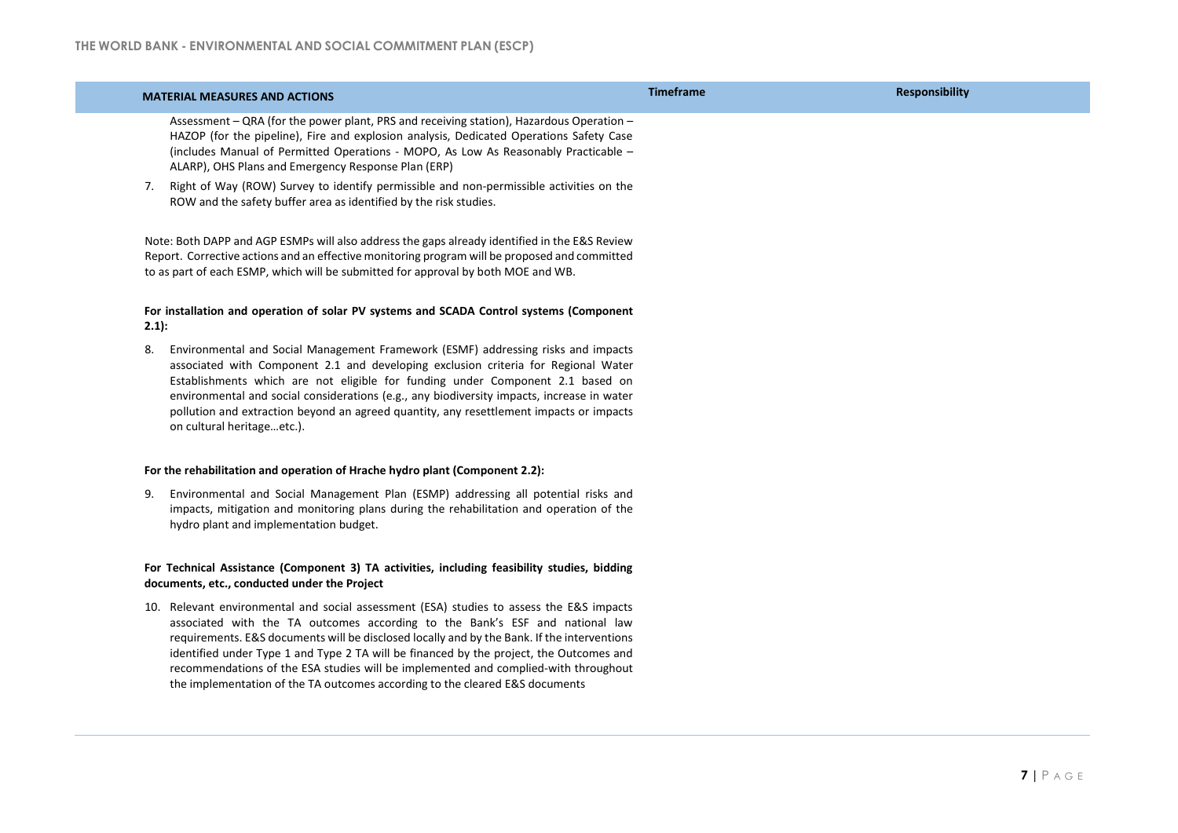| MATERIAL MEASURES AND ACTIONS | Timeframe | Responsibility |
|---|---|---|
| Assessment – QRA (for the power plant, PRS and receiving station), Hazardous Operation – HAZOP (for the pipeline), Fire and explosion analysis, Dedicated Operations Safety Case (includes Manual of Permitted Operations - MOPO, As Low As Reasonably Practicable – ALARP), OHS Plans and Emergency Response Plan (ERP)<br><br>7. Right of Way (ROW) Survey to identify permissible and non-permissible activities on the ROW and the safety buffer area as identified by the risk studies.<br><br>Note: Both DAPP and AGP ESMPs will also address the gaps already identified in the E&S Review Report. Corrective actions and an effective monitoring program will be proposed and committed to as part of each ESMP, which will be submitted for approval by both MOE and WB.<br><br>**For installation and operation of solar PV systems and SCADA Control systems (Component 2.1):**<br><br>8. Environmental and Social Management Framework (ESMF) addressing risks and impacts associated with Component 2.1 and developing exclusion criteria for Regional Water Establishments which are not eligible for funding under Component 2.1 based on environmental and social considerations (e.g., any biodiversity impacts, increase in water pollution and extraction beyond an agreed quantity, any resettlement impacts or impacts on cultural heritage…etc.).<br><br>**For the rehabilitation and operation of Hrache hydro plant (Component 2.2):**<br><br>9. Environmental and Social Management Plan (ESMP) addressing all potential risks and impacts, mitigation and monitoring plans during the rehabilitation and operation of the hydro plant and implementation budget.<br><br>**For Technical Assistance (Component 3) TA activities, including feasibility studies, bidding documents, etc., conducted under the Project**<br><br>10. Relevant environmental and social assessment (ESA) studies to assess the E&S impacts associated with the TA outcomes according to the Bank's ESF and national law requirements. E&S documents will be disclosed locally and by the Bank. If the interventions identified under Type 1 and Type 2 TA will be financed by the project, the Outcomes and recommendations of the ESA studies will be implemented and complied-with throughout the implementation of the TA outcomes according to the cleared E&S documents | | |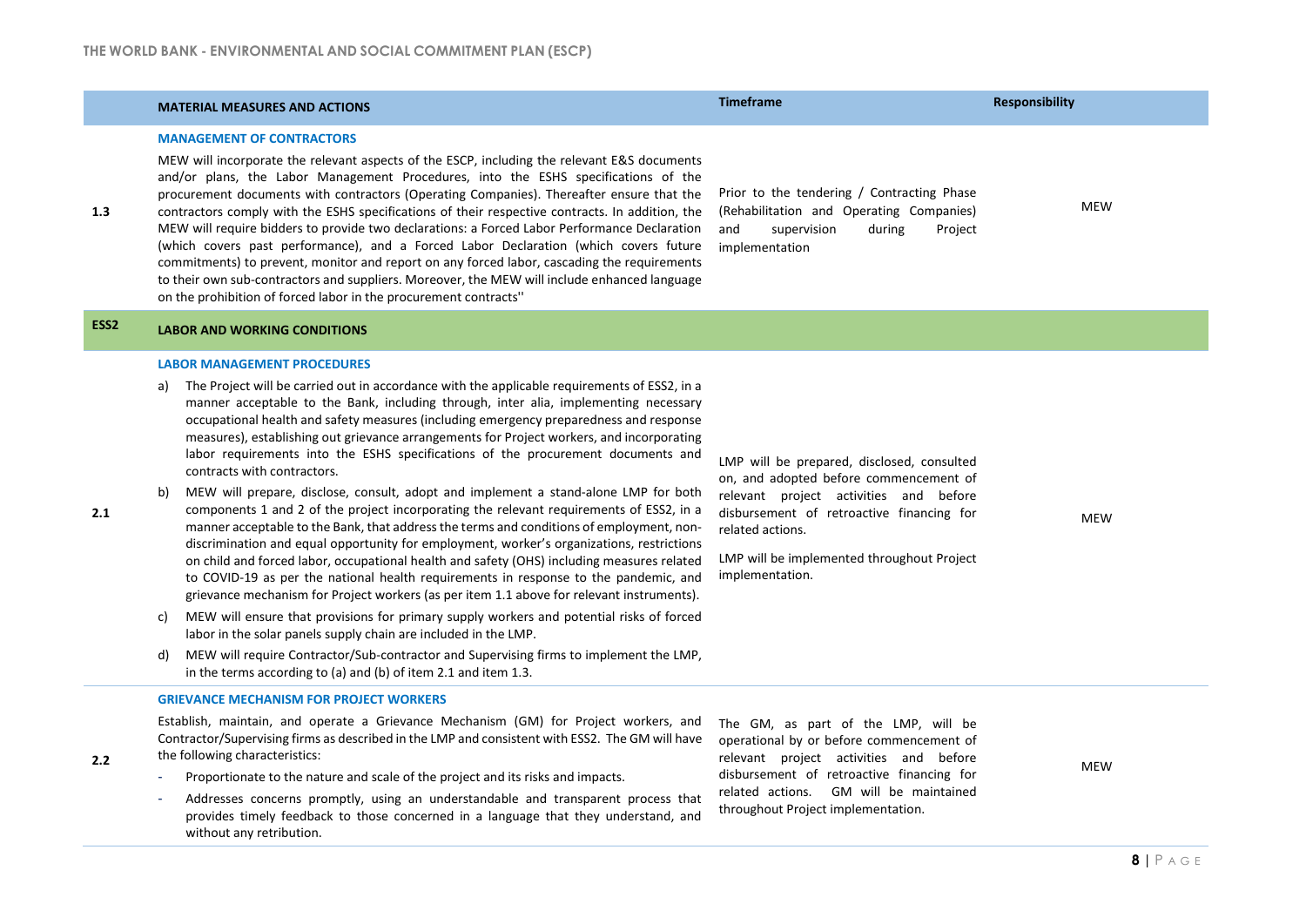| | MATERIAL MEASURES AND ACTIONS | Timeframe | Responsibility |
|---|---|---|---|
| 1.3 | **MANAGEMENT OF CONTRACTORS**<br>MEW will incorporate the relevant aspects of the ESCP, including the relevant E&S documents and/or plans, the Labor Management Procedures, into the ESHS specifications of the procurement documents with contractors (Operating Companies). Thereafter ensure that the contractors comply with the ESHS specifications of their respective contracts. In addition, the MEW will require bidders to provide two declarations: a Forced Labor Performance Declaration (which covers past performance), and a Forced Labor Declaration (which covers future commitments) to prevent, monitor and report on any forced labor, cascading the requirements to their own sub-contractors and suppliers. Moreover, the MEW will include enhanced language on the prohibition of forced labor in the procurement contracts'' | Prior to the tendering / Contracting Phase (Rehabilitation and Operating Companies) and supervision during Project implementation | MEW |
| **ESS2** | **LABOR AND WORKING CONDITIONS** | | |
| 2.1 | **LABOR MANAGEMENT PROCEDURES**<br>a) The Project will be carried out in accordance with the applicable requirements of ESS2, in a manner acceptable to the Bank, including through, inter alia, implementing necessary occupational health and safety measures (including emergency preparedness and response measures), establishing out grievance arrangements for Project workers, and incorporating labor requirements into the ESHS specifications of the procurement documents and contracts with contractors.<br>b) MEW will prepare, disclose, consult, adopt and implement a stand-alone LMP for both components 1 and 2 of the project incorporating the relevant requirements of ESS2, in a manner acceptable to the Bank, that address the terms and conditions of employment, non-discrimination and equal opportunity for employment, worker's organizations, restrictions on child and forced labor, occupational health and safety (OHS) including measures related to COVID-19 as per the national health requirements in response to the pandemic, and grievance mechanism for Project workers (as per item 1.1 above for relevant instruments).<br>c) MEW will ensure that provisions for primary supply workers and potential risks of forced labor in the solar panels supply chain are included in the LMP.<br>d) MEW will require Contractor/Sub-contractor and Supervising firms to implement the LMP, in the terms according to (a) and (b) of item 2.1 and item 1.3. | LMP will be prepared, disclosed, consulted on, and adopted before commencement of relevant project activities and before disbursement of retroactive financing for related actions.<br><br>LMP will be implemented throughout Project implementation. | MEW |
| 2.2 | **GRIEVANCE MECHANISM FOR PROJECT WORKERS**<br>Establish, maintain, and operate a Grievance Mechanism (GM) for Project workers, and Contractor/Supervising firms as described in the LMP and consistent with ESS2. The GM will have the following characteristics:<br>- Proportionate to the nature and scale of the project and its risks and impacts.<br>- Addresses concerns promptly, using an understandable and transparent process that provides timely feedback to those concerned in a language that they understand, and without any retribution. | The GM, as part of the LMP, will be operational by or before commencement of relevant project activities and before disbursement of retroactive financing for related actions. GM will be maintained throughout Project implementation. | MEW |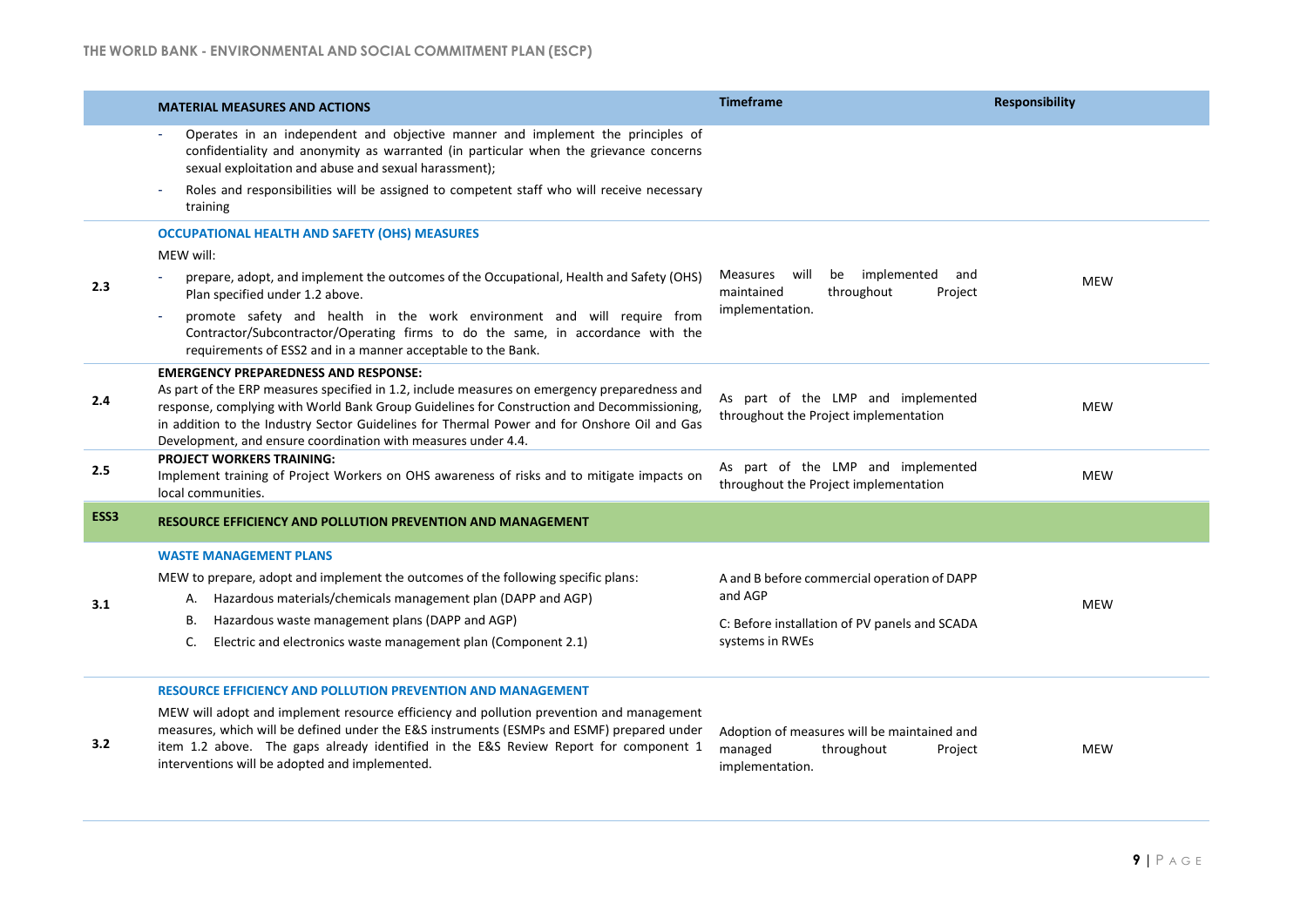| | MATERIAL MEASURES AND ACTIONS | Timeframe | Responsibility |
|---|---|---|---|
| | - Operates in an independent and objective manner and implement the principles of confidentiality and anonymity as warranted (in particular when the grievance concerns sexual exploitation and abuse and sexual harassment);<br>- Roles and responsibilities will be assigned to competent staff who will receive necessary training | | |
| 2.3 | **OCCUPATIONAL HEALTH AND SAFETY (OHS) MEASURES**<br>MEW will:<br>- prepare, adopt, and implement the outcomes of the Occupational, Health and Safety (OHS) Plan specified under 1.2 above.<br>- promote safety and health in the work environment and will require from Contractor/Subcontractor/Operating firms to do the same, in accordance with the requirements of ESS2 and in a manner acceptable to the Bank. | Measures will be implemented and maintained throughout Project implementation. | MEW |
| 2.4 | **EMERGENCY PREPAREDNESS AND RESPONSE:**<br>As part of the ERP measures specified in 1.2, include measures on emergency preparedness and response, complying with World Bank Group Guidelines for Construction and Decommissioning, in addition to the Industry Sector Guidelines for Thermal Power and for Onshore Oil and Gas Development, and ensure coordination with measures under 4.4. | As part of the LMP and implemented throughout the Project implementation | MEW |
| 2.5 | **PROJECT WORKERS TRAINING:**<br>Implement training of Project Workers on OHS awareness of risks and to mitigate impacts on local communities. | As part of the LMP and implemented throughout the Project implementation | MEW |
| **ESS3** | **RESOURCE EFFICIENCY AND POLLUTION PREVENTION AND MANAGEMENT** | | |
| 3.1 | **WASTE MANAGEMENT PLANS**<br>MEW to prepare, adopt and implement the outcomes of the following specific plans:<br>A. Hazardous materials/chemicals management plan (DAPP and AGP)<br>B. Hazardous waste management plans (DAPP and AGP)<br>C. Electric and electronics waste management plan (Component 2.1) | A and B before commercial operation of DAPP and AGP<br>C: Before installation of PV panels and SCADA systems in RWEs | MEW |
| 3.2 | **RESOURCE EFFICIENCY AND POLLUTION PREVENTION AND MANAGEMENT**<br>MEW will adopt and implement resource efficiency and pollution prevention and management measures, which will be defined under the E&S instruments (ESMPs and ESMF) prepared under item 1.2 above. The gaps already identified in the E&S Review Report for component 1 interventions will be adopted and implemented. | Adoption of measures will be maintained and managed throughout Project implementation. | MEW |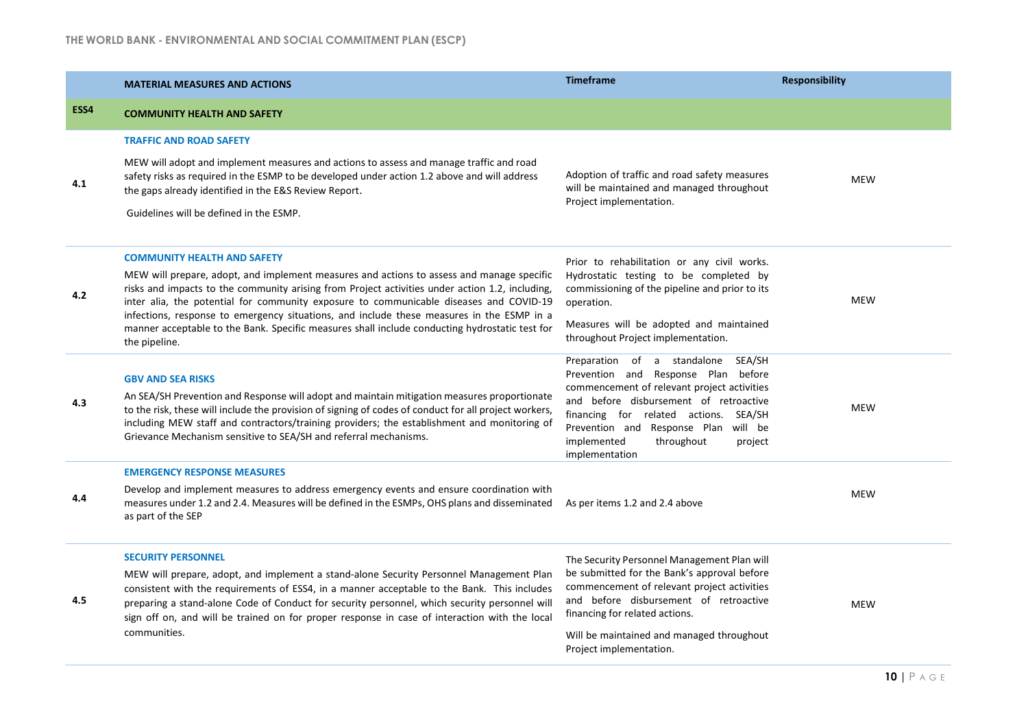| | MATERIAL MEASURES AND ACTIONS | Timeframe | Responsibility |
|---|---|---|---|
| **ESS4** | **COMMUNITY HEALTH AND SAFETY** | | |
| 4.1 | **TRAFFIC AND ROAD SAFETY**<br><br>MEW will adopt and implement measures and actions to assess and manage traffic and road safety risks as required in the ESMP to be developed under action 1.2 above and will address the gaps already identified in the E&S Review Report.<br><br>Guidelines will be defined in the ESMP. | Adoption of traffic and road safety measures will be maintained and managed throughout Project implementation. | MEW |
| 4.2 | **COMMUNITY HEALTH AND SAFETY**<br><br>MEW will prepare, adopt, and implement measures and actions to assess and manage specific risks and impacts to the community arising from Project activities under action 1.2, including, inter alia, the potential for community exposure to communicable diseases and COVID-19 infections, response to emergency situations, and include these measures in the ESMP in a manner acceptable to the Bank. Specific measures shall include conducting hydrostatic test for the pipeline. | Prior to rehabilitation or any civil works. Hydrostatic testing to be completed by commissioning of the pipeline and prior to its operation.<br><br>Measures will be adopted and maintained throughout Project implementation. | MEW |
| 4.3 | **GBV AND SEA RISKS**<br><br>An SEA/SH Prevention and Response will adopt and maintain mitigation measures proportionate to the risk, these will include the provision of signing of codes of conduct for all project workers, including MEW staff and contractors/training providers; the establishment and monitoring of Grievance Mechanism sensitive to SEA/SH and referral mechanisms. | Preparation of a standalone SEA/SH Prevention and Response Plan before commencement of relevant project activities and before disbursement of retroactive financing for related actions. SEA/SH Prevention and Response Plan will be implemented throughout project implementation | MEW |
| 4.4 | **EMERGENCY RESPONSE MEASURES**<br><br>Develop and implement measures to address emergency events and ensure coordination with measures under 1.2 and 2.4. Measures will be defined in the ESMPs, OHS plans and disseminated as part of the SEP | As per items 1.2 and 2.4 above | MEW |
| 4.5 | **SECURITY PERSONNEL**<br><br>MEW will prepare, adopt, and implement a stand-alone Security Personnel Management Plan consistent with the requirements of ESS4, in a manner acceptable to the Bank. This includes preparing a stand-alone Code of Conduct for security personnel, which security personnel will sign off on, and will be trained on for proper response in case of interaction with the local communities. | The Security Personnel Management Plan will be submitted for the Bank's approval before commencement of relevant project activities and before disbursement of retroactive financing for related actions.<br><br>Will be maintained and managed throughout Project implementation. | MEW |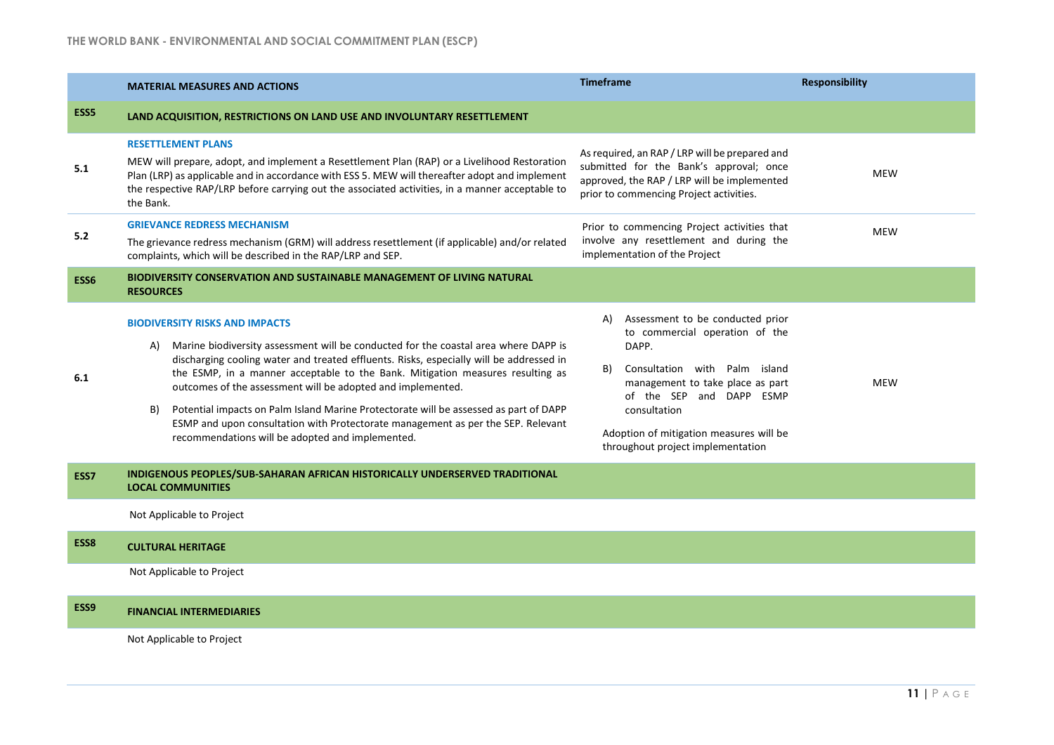| | MATERIAL MEASURES AND ACTIONS | Timeframe | Responsibility |
|---|---|---|---|
| **ESS5** | **LAND ACQUISITION, RESTRICTIONS ON LAND USE AND INVOLUNTARY RESETTLEMENT** | | |
| 5.1 | **RESETTLEMENT PLANS**<br>MEW will prepare, adopt, and implement a Resettlement Plan (RAP) or a Livelihood Restoration Plan (LRP) as applicable and in accordance with ESS 5. MEW will thereafter adopt and implement the respective RAP/LRP before carrying out the associated activities, in a manner acceptable to the Bank. | As required, an RAP / LRP will be prepared and submitted for the Bank's approval; once approved, the RAP / LRP will be implemented prior to commencing Project activities. | MEW |
| 5.2 | **GRIEVANCE REDRESS MECHANISM**<br>The grievance redress mechanism (GRM) will address resettlement (if applicable) and/or related complaints, which will be described in the RAP/LRP and SEP. | Prior to commencing Project activities that involve any resettlement and during the implementation of the Project | MEW |
| **ESS6** | **BIODIVERSITY CONSERVATION AND SUSTAINABLE MANAGEMENT OF LIVING NATURAL RESOURCES** | | |
| 6.1 | **BIODIVERSITY RISKS AND IMPACTS**<br>A) Marine biodiversity assessment will be conducted for the coastal area where DAPP is discharging cooling water and treated effluents. Risks, especially will be addressed in the ESMP, in a manner acceptable to the Bank. Mitigation measures resulting as outcomes of the assessment will be adopted and implemented.<br>B) Potential impacts on Palm Island Marine Protectorate will be assessed as part of DAPP ESMP and upon consultation with Protectorate management as per the SEP. Relevant recommendations will be adopted and implemented. | A) Assessment to be conducted prior to commercial operation of the DAPP.<br>B) Consultation with Palm island management to take place as part of the SEP and DAPP ESMP consultation<br>Adoption of mitigation measures will be throughout project implementation | MEW |
| **ESS7** | **INDIGENOUS PEOPLES/SUB-SAHARAN AFRICAN HISTORICALLY UNDERSERVED TRADITIONAL LOCAL COMMUNITIES** | | |
| | Not Applicable to Project | | |
| **ESS8** | **CULTURAL HERITAGE** | | |
| | Not Applicable to Project | | |
| **ESS9** | **FINANCIAL INTERMEDIARIES** | | |
| | Not Applicable to Project | | |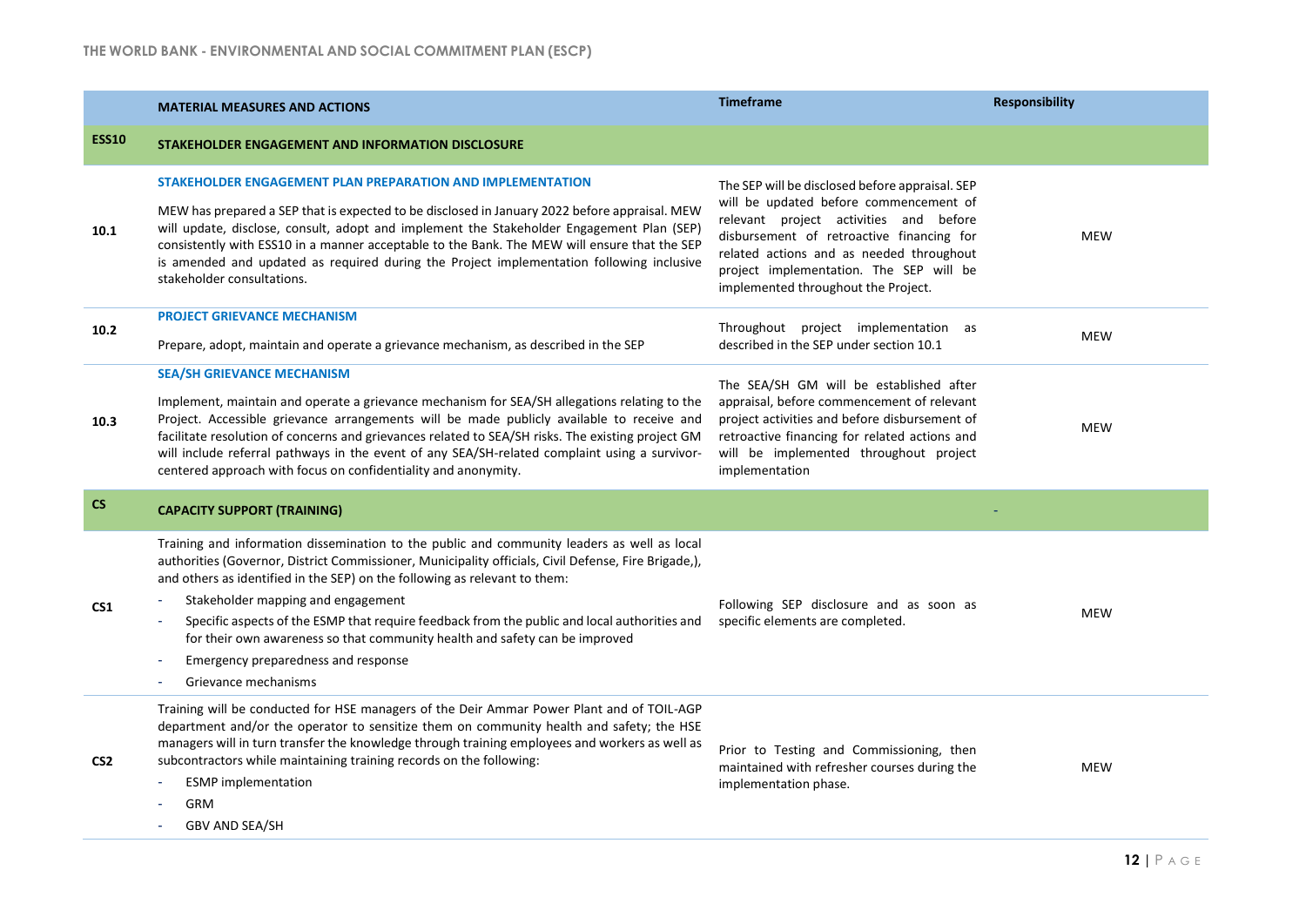| | MATERIAL MEASURES AND ACTIONS | Timeframe | Responsibility |
|---|---|---|---|
| **ESS10** | **STAKEHOLDER ENGAGEMENT AND INFORMATION DISCLOSURE** | | |
| 10.1 | **STAKEHOLDER ENGAGEMENT PLAN PREPARATION AND IMPLEMENTATION**<br><br>MEW has prepared a SEP that is expected to be disclosed in January 2022 before appraisal. MEW will update, disclose, consult, adopt and implement the Stakeholder Engagement Plan (SEP) consistently with ESS10 in a manner acceptable to the Bank. The MEW will ensure that the SEP is amended and updated as required during the Project implementation following inclusive stakeholder consultations. | The SEP will be disclosed before appraisal. SEP will be updated before commencement of relevant project activities and before disbursement of retroactive financing for related actions and as needed throughout project implementation. The SEP will be implemented throughout the Project. | MEW |
| 10.2 | **PROJECT GRIEVANCE MECHANISM**<br><br>Prepare, adopt, maintain and operate a grievance mechanism, as described in the SEP | Throughout project implementation as described in the SEP under section 10.1 | MEW |
| 10.3 | **SEA/SH GRIEVANCE MECHANISM**<br><br>Implement, maintain and operate a grievance mechanism for SEA/SH allegations relating to the Project. Accessible grievance arrangements will be made publicly available to receive and facilitate resolution of concerns and grievances related to SEA/SH risks. The existing project GM will include referral pathways in the event of any SEA/SH-related complaint using a survivor-centered approach with focus on confidentiality and anonymity. | The SEA/SH GM will be established after appraisal, before commencement of relevant project activities and before disbursement of retroactive financing for related actions and will be implemented throughout project implementation | MEW |
| **CS** | **CAPACITY SUPPORT (TRAINING)** | | - |
| CS1 | Training and information dissemination to the public and community leaders as well as local authorities (Governor, District Commissioner, Municipality officials, Civil Defense, Fire Brigade,), and others as identified in the SEP) on the following as relevant to them:<br>- Stakeholder mapping and engagement<br>- Specific aspects of the ESMP that require feedback from the public and local authorities and for their own awareness so that community health and safety can be improved<br>- Emergency preparedness and response<br>- Grievance mechanisms | Following SEP disclosure and as soon as specific elements are completed. | MEW |
| CS2 | Training will be conducted for HSE managers of the Deir Ammar Power Plant and of TOIL-AGP department and/or the operator to sensitize them on community health and safety; the HSE managers will in turn transfer the knowledge through training employees and workers as well as subcontractors while maintaining training records on the following:<br>- ESMP implementation<br>- GRM<br>- GBV AND SEA/SH | Prior to Testing and Commissioning, then maintained with refresher courses during the implementation phase. | MEW |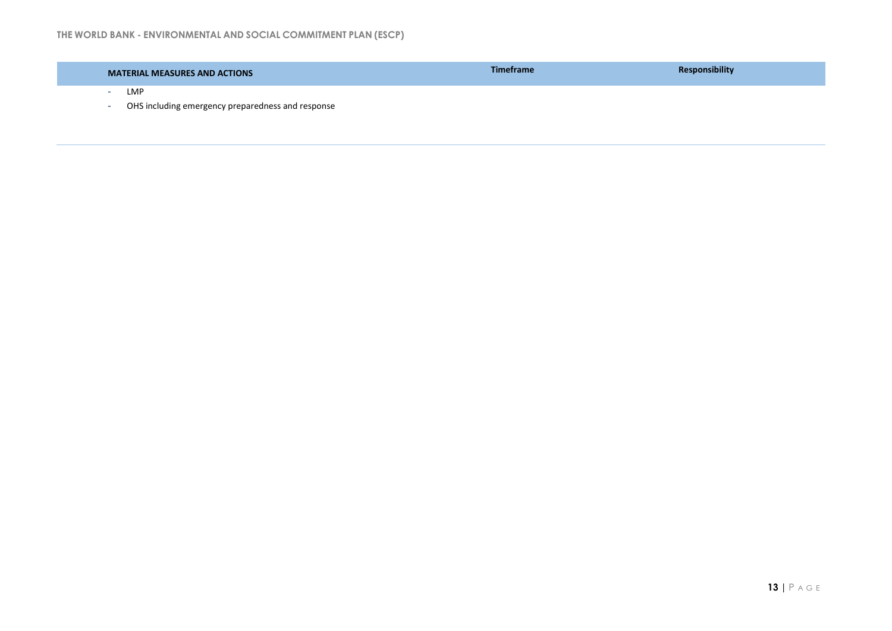| MATERIAL MEASURES AND ACTIONS | Timeframe | Responsibility |
| --- | --- | --- |
| - LMP<br>- OHS including emergency preparedness and response | | |